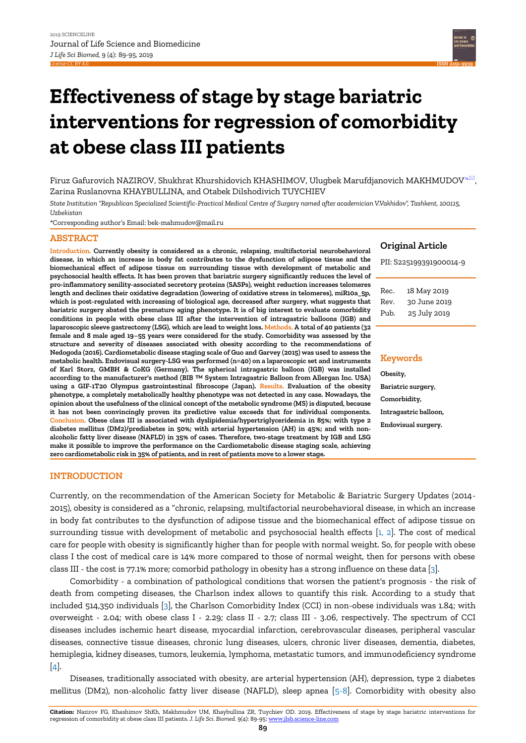# Effectiveness of stage by stage bariatric interventions for regression of comorbidity at obese class III patients

Firuz Gafurovich NAZIROV, Shukhrat Khurshidovich KHASHIMOV, Ulugbek Marufdjanovich MAKHMUDOV, Zarina Ruslanovna KHAYBULLINA, and Otabek Dilshodivich TUYCHIEV

*State Institution "Republican Specialized Scientific-Practical Medical Centre of Surgery named after academician V.Vakhidov", Tashkent, 100115, Uzbekistan*

*Corresponding author's Email: bek-mahmudov@mail.ru

## ABSTRACT

**Introduction.** **Currently obesity is considered as a chronic, relapsing, multifactorial neurobehavioral disease, in which an increase in body fat contributes to the dysfunction of adipose tissue and the biomechanical effect of adipose tissue on surrounding tissue with development of metabolic and psychosocial health effects. It has been proven that bariatric surgery significantly reduces the level of pro-inflammatory senility-associated secretory proteins (SASPs), weight reduction increases telomeres length and declines their oxidative degradation (lowering of oxidative stress in telomeres), miR10a_5p, which is post-regulated with increasing of biological age, decreased after surgery, what suggests that bariatric surgery abated the premature aging phenotype. It is of big interest to evaluate comorbidity conditions in people with obese class III after the intervention of intragastric balloons (IGB) and laparoscopic sleeve gastrectomy (LSG), which are lead to weight loss.** **Methods.** **A total of 40 patients (32 female and 8 male aged 19–55 years were considered for the study. Comorbidity was assessed by the structure and severity of diseases associated with obesity according to the recommendations of Nedogoda (2016). Cardiometabolic disease staging scale of Guo and Garvey (2015) was used to assess the metabolic health. Endovisual surgery-LSG was performed (n=40) on a laparoscopic set and instruments of Karl Storz, GMBH & CoKG (Germany). The spherical intragastric balloon (IGB) was installed according to the manufacturer's method (BIB ™ System Intragastric Balloon from Allergan Inc. USA) using a GIF-1T20 Olympus gastrointestinal fibroscope (Japan).** **Results.** **Evaluation of the obesity phenotype, a completely metabolically healthy phenotype was not detected in any case. Nowadays, the opinion about the usefulness of the clinical concept of the metabolic syndrome (MS) is disputed, because it has not been convincingly proven its predictive value exceeds that for individual components.** **Conclusion.** **Obese class III is associated with dyslipidemia/hypertriglyceridemia in 85%; with type 2 diabetes mellitus (DM2)/prediabetes in 50%; with arterial hypertension (AH) in 45%; and with non-alcoholic fatty liver disease (NAFLD) in 35% of cases. Therefore, two-stage treatment by IGB and LSG make it possible to improve the performance on the Cardiometabolic disease staging scale, achieving zero cardiometabolic risk in 35% of patients, and in rest of patients move to a lower stage.**

**Original Article**

PII: S225199391900014-9

Rec. 18 May 2019
Rev. 30 June 2019
Pub. 25 July 2019

**Keywords**

**Obesity,**
**Bariatric surgery,**
**Comorbidity,**
**Intragastric balloon,**
**Endovisual surgery.**

## INTRODUCTION

Currently, on the recommendation of the American Society for Metabolic & Bariatric Surgery Updates (2014-2015), obesity is considered as a "chronic, relapsing, multifactorial neurobehavioral disease, in which an increase in body fat contributes to the dysfunction of adipose tissue and the biomechanical effect of adipose tissue on surrounding tissue with development of metabolic and psychosocial health effects [1, 2]. The cost of medical care for people with obesity is significantly higher than for people with normal weight. So, for people with obese class I the cost of medical care is 14% more compared to those of normal weight, then for persons with obese class III - the cost is 77.1% more; comorbid pathology in obesity has a strong influence on these data [3].

Comorbidity - a combination of pathological conditions that worsen the patient's prognosis - the risk of death from competing diseases, the Charlson index allows to quantify this risk. According to a study that included 514,350 individuals [3], the Charlson Comorbidity Index (CCI) in non-obese individuals was 1.84; with overweight - 2.04; with obese class I - 2.29; class II - 2.7; class III - 3.06, respectively. The spectrum of CCI diseases includes ischemic heart disease, myocardial infarction, cerebrovascular diseases, peripheral vascular diseases, connective tissue diseases, chronic lung diseases, ulcers, chronic liver diseases, dementia, diabetes, hemiplegia, kidney diseases, tumors, leukemia, lymphoma, metastatic tumors, and immunodeficiency syndrome [4].

Diseases, traditionally associated with obesity, are arterial hypertension (AH), depression, type 2 diabetes mellitus (DM2), non-alcoholic fatty liver disease (NAFLD), sleep apnea [5-8]. Comorbidity with obesity also

**Citation:** Nazirov FG, Khashimov ShKh, Makhmudov UM, Khaybullina ZR, Tuychiev OD. 2019. Effectiveness of stage by stage bariatric interventions for regression of comorbidity at obese class III patients. *J. Life Sci. Biomed.* 9(4): 89-95; www.jlsb.science-line.com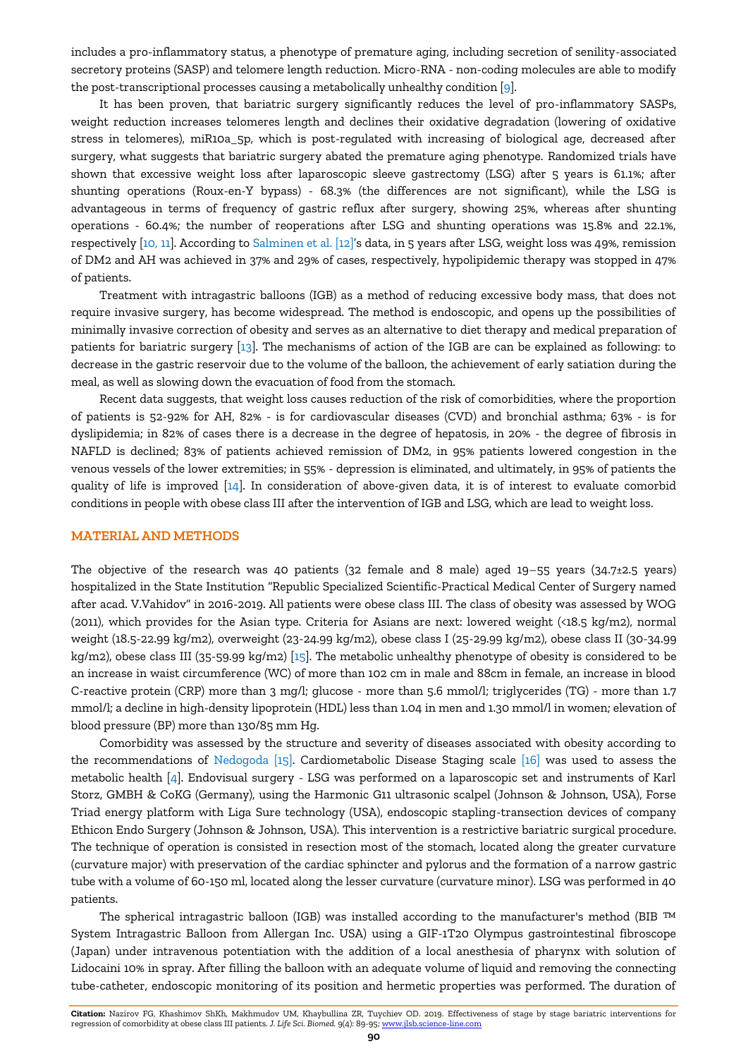includes a pro-inflammatory status, a phenotype of premature aging, including secretion of senility-associated secretory proteins (SASP) and telomere length reduction. Micro-RNA - non-coding molecules are able to modify the post-transcriptional processes causing a metabolically unhealthy condition [9].

It has been proven, that bariatric surgery significantly reduces the level of pro-inflammatory SASPs, weight reduction increases telomeres length and declines their oxidative degradation (lowering of oxidative stress in telomeres), miR10a_5p, which is post-regulated with increasing of biological age, decreased after surgery, what suggests that bariatric surgery abated the premature aging phenotype. Randomized trials have shown that excessive weight loss after laparoscopic sleeve gastrectomy (LSG) after 5 years is 61.1%; after shunting operations (Roux-en-Y bypass) - 68.3% (the differences are not significant), while the LSG is advantageous in terms of frequency of gastric reflux after surgery, showing 25%, whereas after shunting operations - 60.4%; the number of reoperations after LSG and shunting operations was 15.8% and 22.1%, respectively [10, 11]. According to Salminen et al. [12]'s data, in 5 years after LSG, weight loss was 49%, remission of DM2 and AH was achieved in 37% and 29% of cases, respectively, hypolipidemic therapy was stopped in 47% of patients.

Treatment with intragastric balloons (IGB) as a method of reducing excessive body mass, that does not require invasive surgery, has become widespread. The method is endoscopic, and opens up the possibilities of minimally invasive correction of obesity and serves as an alternative to diet therapy and medical preparation of patients for bariatric surgery [13]. The mechanisms of action of the IGB are can be explained as following: to decrease in the gastric reservoir due to the volume of the balloon, the achievement of early satiation during the meal, as well as slowing down the evacuation of food from the stomach.

Recent data suggests, that weight loss causes reduction of the risk of comorbidities, where the proportion of patients is 52-92% for AH, 82% - is for cardiovascular diseases (CVD) and bronchial asthma; 63% - is for dyslipidemia; in 82% of cases there is a decrease in the degree of hepatosis, in 20% - the degree of fibrosis in NAFLD is declined; 83% of patients achieved remission of DM2, in 95% patients lowered congestion in the venous vessels of the lower extremities; in 55% - depression is eliminated, and ultimately, in 95% of patients the quality of life is improved [14]. In consideration of above-given data, it is of interest to evaluate comorbid conditions in people with obese class III after the intervention of IGB and LSG, which are lead to weight loss.

## MATERIAL AND METHODS

The objective of the research was 40 patients (32 female and 8 male) aged 19–55 years (34.7±2.5 years) hospitalized in the State Institution "Republic Specialized Scientific-Practical Medical Center of Surgery named after acad. V.Vahidov" in 2016-2019. All patients were obese class III. The class of obesity was assessed by WOG (2011), which provides for the Asian type. Criteria for Asians are next: lowered weight (<18.5 kg/m2), normal weight (18.5-22.99 kg/m2), overweight (23-24.99 kg/m2), obese class I (25-29.99 kg/m2), obese class II (30-34.99 kg/m2), obese class III (35-59.99 kg/m2) [15]. The metabolic unhealthy phenotype of obesity is considered to be an increase in waist circumference (WC) of more than 102 cm in male and 88cm in female, an increase in blood C-reactive protein (CRP) more than 3 mg/l; glucose - more than 5.6 mmol/l; triglycerides (TG) - more than 1.7 mmol/l; a decline in high-density lipoprotein (HDL) less than 1.04 in men and 1.30 mmol/l in women; elevation of blood pressure (BP) more than 130/85 mm Hg.

Comorbidity was assessed by the structure and severity of diseases associated with obesity according to the recommendations of Nedogoda [15]. Cardiometabolic Disease Staging scale [16] was used to assess the metabolic health [4]. Endovisual surgery - LSG was performed on a laparoscopic set and instruments of Karl Storz, GMBH & CoKG (Germany), using the Harmonic G11 ultrasonic scalpel (Johnson & Johnson, USA), Forse Triad energy platform with Liga Sure technology (USA), endoscopic stapling-transection devices of company Ethicon Endo Surgery (Johnson & Johnson, USA). This intervention is a restrictive bariatric surgical procedure. The technique of operation is consisted in resection most of the stomach, located along the greater curvature (curvature major) with preservation of the cardiac sphincter and pylorus and the formation of a narrow gastric tube with a volume of 60-150 ml, located along the lesser curvature (curvature minor). LSG was performed in 40 patients.

The spherical intragastric balloon (IGB) was installed according to the manufacturer's method (BIB ™ System Intragastric Balloon from Allergan Inc. USA) using a GIF-1T20 Olympus gastrointestinal fibroscope (Japan) under intravenous potentiation with the addition of a local anesthesia of pharynx with solution of Lidocaini 10% in spray. After filling the balloon with an adequate volume of liquid and removing the connecting tube-catheter, endoscopic monitoring of its position and hermetic properties was performed. The duration of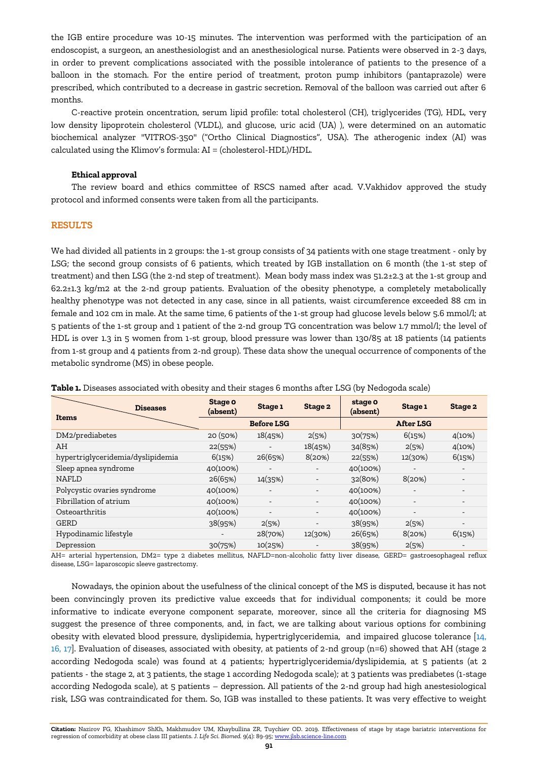the IGB entire procedure was 10-15 minutes. The intervention was performed with the participation of an endoscopist, a surgeon, an anesthesiologist and an anesthesiological nurse. Patients were observed in 2-3 days, in order to prevent complications associated with the possible intolerance of patients to the presence of a balloon in the stomach. For the entire period of treatment, proton pump inhibitors (pantaprazole) were prescribed, which contributed to a decrease in gastric secretion. Removal of the balloon was carried out after 6 months.

C-reactive protein oncentration, serum lipid profile: total cholesterol (CH), triglycerides (TG), HDL, very low density lipoprotein cholesterol (VLDL), and glucose, uric acid (UA) ), were determined on an automatic biochemical analyzer "VITROS-350" ("Ortho Clinical Diagnostics", USA). The atherogenic index (AI) was calculated using the Klimov's formula: AI = (cholesterol-HDL)/HDL.

**Ethical approval**

The review board and ethics committee of RSCS named after acad. V.Vakhidov approved the study protocol and informed consents were taken from all the participants.

## RESULTS

We had divided all patients in 2 groups: the 1-st group consists of 34 patients with one stage treatment - only by LSG; the second group consists of 6 patients, which treated by IGB installation on 6 month (the 1-st step of treatment) and then LSG (the 2-nd step of treatment). Mean body mass index was 51.2±2.3 at the 1-st group and 62.2±1.3 kg/m2 at the 2-nd group patients. Evaluation of the obesity phenotype, a completely metabolically healthy phenotype was not detected in any case, since in all patients, waist circumference exceeded 88 cm in female and 102 cm in male. At the same time, 6 patients of the 1-st group had glucose levels below 5.6 mmol/l; at 5 patients of the 1-st group and 1 patient of the 2-nd group TG concentration was below 1.7 mmol/l; the level of HDL is over 1.3 in 5 women from 1-st group, blood pressure was lower than 130/85 at 18 patients (14 patients from 1-st group and 4 patients from 2-nd group). These data show the unequal occurrence of components of the metabolic syndrome (MS) in obese people.

**Table 1.** Diseases associated with obesity and their stages 6 months after LSG (by Nedogoda scale)

| Items / Diseases | Stage 0 (absent) | Stage 1 | Stage 2 | stage 0 (absent) | Stage 1 | Stage 2 |
|---|---|---|---|---|---|---|
| | Before LSG | | | After LSG | | |
| DM2/prediabetes | 20 (50%) | 18(45%) | 2(5%) | 30(75%) | 6(15%) | 4(10%) |
| AH | 22(55%) | - | 18(45%) | 34(85%) | 2(5%) | 4(10%) |
| hypertriglyceridemia/dyslipidemia | 6(15%) | 26(65%) | 8(20%) | 22(55%) | 12(30%) | 6(15%) |
| Sleep apnea syndrome | 40(100%) | - | - | 40(100%) | - | - |
| NAFLD | 26(65%) | 14(35%) | - | 32(80%) | 8(20%) | - |
| Polycystic ovaries syndrome | 40(100%) | - | - | 40(100%) | - | - |
| Fibrillation of atrium | 40(100%) | - | - | 40(100%) | - | - |
| Osteoarthritis | 40(100%) | - | - | 40(100%) | - | - |
| GERD | 38(95%) | 2(5%) | - | 38(95%) | 2(5%) | - |
| Hypodinamic lifestyle | - | 28(70%) | 12(30%) | 26(65%) | 8(20%) | 6(15%) |
| Depression | 30(75%) | 10(25%) | - | 38(95%) | 2(5%) | - |

AH= arterial hypertension, DM2= type 2 diabetes mellitus, NAFLD=non-alcoholic fatty liver disease, GERD= gastroesophageal reflux disease, LSG= laparoscopic sleeve gastrectomy.

Nowadays, the opinion about the usefulness of the clinical concept of the MS is disputed, because it has not been convincingly proven its predictive value exceeds that for individual components; it could be more informative to indicate everyone component separate, moreover, since all the criteria for diagnosing MS suggest the presence of three components, and, in fact, we are talking about various options for combining obesity with elevated blood pressure, dyslipidemia, hypertriglyceridemia, and impaired glucose tolerance [14, 16, 17]. Evaluation of diseases, associated with obesity, at patients of 2-nd group (n=6) showed that AH (stage 2 according Nedogoda scale) was found at 4 patients; hypertriglyceridemia/dyslipidemia, at 5 patients (at 2 patients - the stage 2, at 3 patients, the stage 1 according Nedogoda scale); at 3 patients was prediabetes (1-stage according Nedogoda scale), at 5 patients – depression. All patients of the 2-nd group had high anestesiological risk, LSG was contraindicated for them. So, IGB was installed to these patients. It was very effective to weight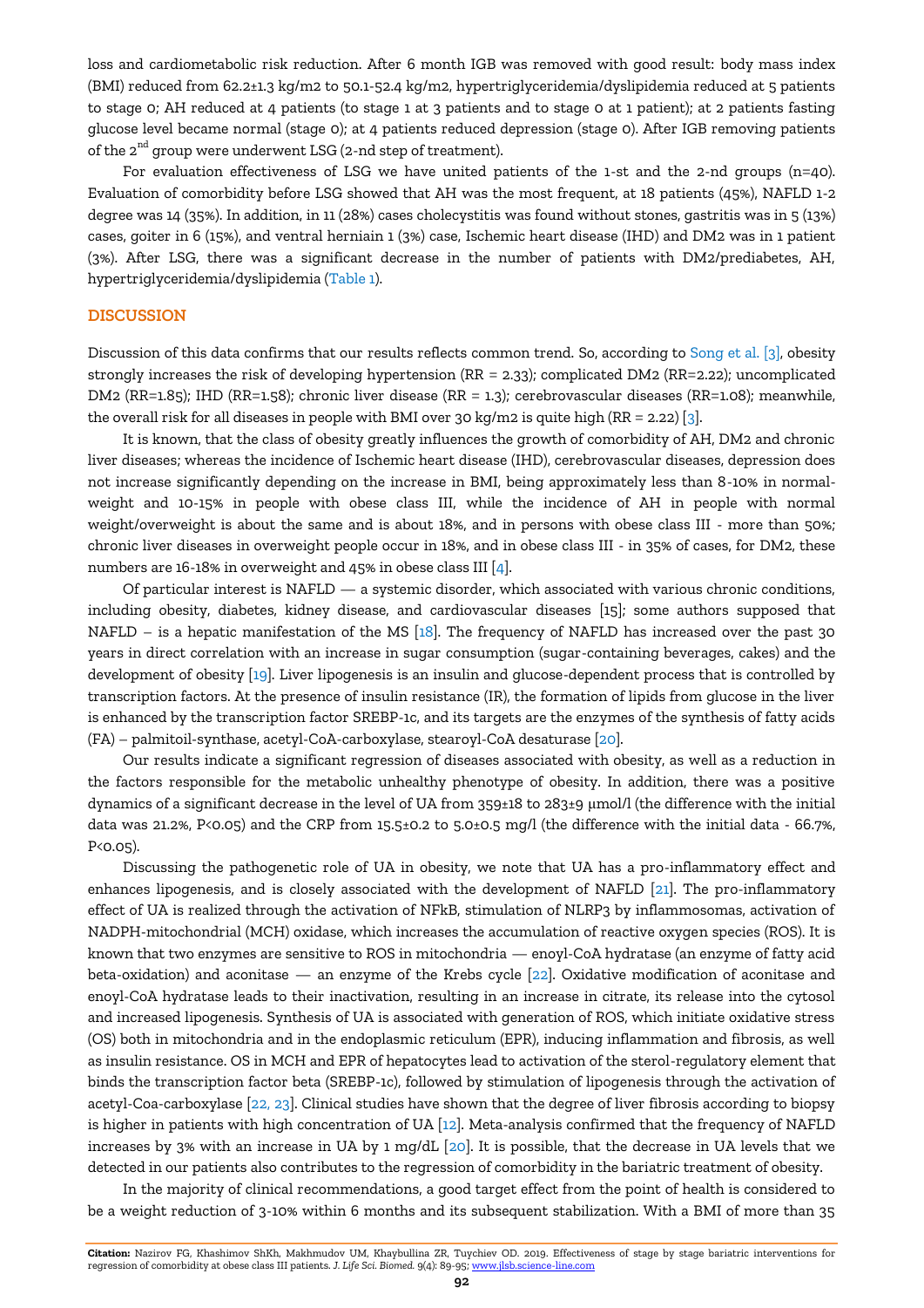loss and cardiometabolic risk reduction. After 6 month IGB was removed with good result: body mass index (BMI) reduced from 62.2±1.3 kg/m2 to 50.1-52.4 kg/m2, hypertriglyceridemia/dyslipidemia reduced at 5 patients to stage 0; AH reduced at 4 patients (to stage 1 at 3 patients and to stage 0 at 1 patient); at 2 patients fasting glucose level became normal (stage 0); at 4 patients reduced depression (stage 0). After IGB removing patients of the 2[nd] group were underwent LSG (2-nd step of treatment).

For evaluation effectiveness of LSG we have united patients of the 1-st and the 2-nd groups (n=40). Evaluation of comorbidity before LSG showed that AH was the most frequent, at 18 patients (45%), NAFLD 1-2 degree was 14 (35%). In addition, in 11 (28%) cases cholecystitis was found without stones, gastritis was in 5 (13%) cases, goiter in 6 (15%), and ventral herniain 1 (3%) case, Ischemic heart disease (IHD) and DM2 was in 1 patient (3%). After LSG, there was a significant decrease in the number of patients with DM2/prediabetes, AH, hypertriglyceridemia/dyslipidemia (Table 1).

## DISCUSSION

Discussion of this data confirms that our results reflects common trend. So, according to Song et al. [3], obesity strongly increases the risk of developing hypertension (RR = 2.33); complicated DM2 (RR=2.22); uncomplicated DM2 (RR=1.85); IHD (RR=1.58); chronic liver disease (RR = 1.3); cerebrovascular diseases (RR=1.08); meanwhile, the overall risk for all diseases in people with BMI over 30 kg/m2 is quite high (RR = 2.22) [3].

It is known, that the class of obesity greatly influences the growth of comorbidity of AH, DM2 and chronic liver diseases; whereas the incidence of Ischemic heart disease (IHD), cerebrovascular diseases, depression does not increase significantly depending on the increase in BMI, being approximately less than 8-10% in normal-weight and 10-15% in people with obese class III, while the incidence of AH in people with normal weight/overweight is about the same and is about 18%, and in persons with obese class III - more than 50%; chronic liver diseases in overweight people occur in 18%, and in obese class III - in 35% of cases, for DM2, these numbers are 16-18% in overweight and 45% in obese class III [4].

Of particular interest is NAFLD — a systemic disorder, which associated with various chronic conditions, including obesity, diabetes, kidney disease, and cardiovascular diseases [15]; some authors supposed that NAFLD – is a hepatic manifestation of the MS [18]. The frequency of NAFLD has increased over the past 30 years in direct correlation with an increase in sugar consumption (sugar-containing beverages, cakes) and the development of obesity [19]. Liver lipogenesis is an insulin and glucose-dependent process that is controlled by transcription factors. At the presence of insulin resistance (IR), the formation of lipids from glucose in the liver is enhanced by the transcription factor SREBP-1c, and its targets are the enzymes of the synthesis of fatty acids (FA) – palmitoil-synthase, acetyl-CoA-carboxylase, stearoyl-CoA desaturase [20].

Our results indicate a significant regression of diseases associated with obesity, as well as a reduction in the factors responsible for the metabolic unhealthy phenotype of obesity. In addition, there was a positive dynamics of a significant decrease in the level of UA from 359±18 to 283±9 µmol/l (the difference with the initial data was 21.2%, P<0.05) and the CRP from 15.5±0.2 to 5.0±0.5 mg/l (the difference with the initial data - 66.7%, P<0.05).

Discussing the pathogenetic role of UA in obesity, we note that UA has a pro-inflammatory effect and enhances lipogenesis, and is closely associated with the development of NAFLD [21]. The pro-inflammatory effect of UA is realized through the activation of NFkB, stimulation of NLRP3 by inflammosomas, activation of NADPH-mitochondrial (MCH) oxidase, which increases the accumulation of reactive oxygen species (ROS). It is known that two enzymes are sensitive to ROS in mitochondria — enoyl-CoA hydratase (an enzyme of fatty acid beta-oxidation) and aconitase — an enzyme of the Krebs cycle [22]. Oxidative modification of aconitase and enoyl-CoA hydratase leads to their inactivation, resulting in an increase in citrate, its release into the cytosol and increased lipogenesis. Synthesis of UA is associated with generation of ROS, which initiate oxidative stress (OS) both in mitochondria and in the endoplasmic reticulum (EPR), inducing inflammation and fibrosis, as well as insulin resistance. OS in MCH and EPR of hepatocytes lead to activation of the sterol-regulatory element that binds the transcription factor beta (SREBP-1c), followed by stimulation of lipogenesis through the activation of acetyl-Coa-carboxylase [22, 23]. Clinical studies have shown that the degree of liver fibrosis according to biopsy is higher in patients with high concentration of UA [12]. Meta-analysis confirmed that the frequency of NAFLD increases by 3% with an increase in UA by 1 mg/dL [20]. It is possible, that the decrease in UA levels that we detected in our patients also contributes to the regression of comorbidity in the bariatric treatment of obesity.

In the majority of clinical recommendations, a good target effect from the point of health is considered to be a weight reduction of 3-10% within 6 months and its subsequent stabilization. With a BMI of more than 35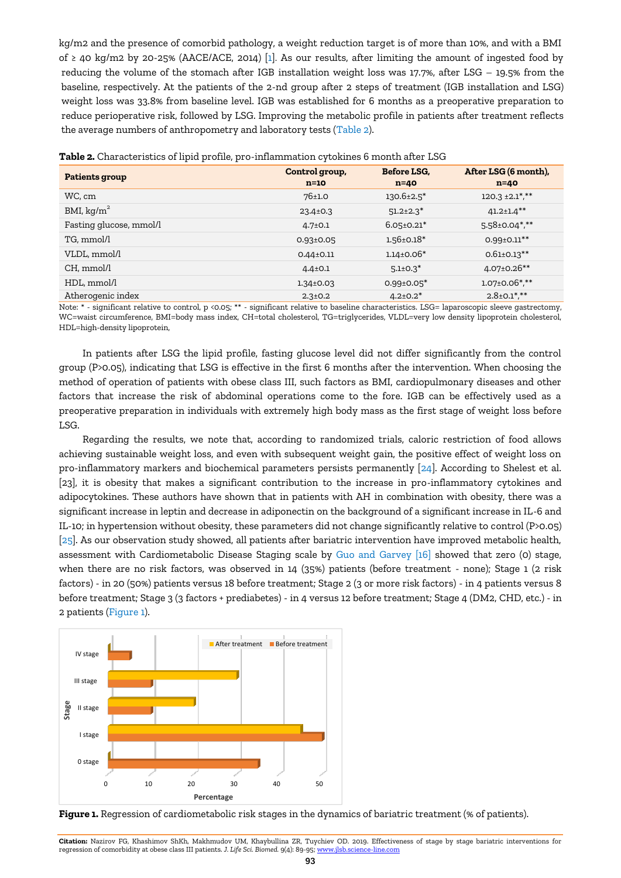kg/m2 and the presence of comorbid pathology, a weight reduction target is of more than 10%, and with a BMI of ≥ 40 kg/m2 by 20-25% (AACE/ACE, 2014) [1]. As our results, after limiting the amount of ingested food by reducing the volume of the stomach after IGB installation weight loss was 17.7%, after LSG – 19.5% from the baseline, respectively. At the patients of the 2-nd group after 2 steps of treatment (IGB installation and LSG) weight loss was 33.8% from baseline level. IGB was established for 6 months as a preoperative preparation to reduce perioperative risk, followed by LSG. Improving the metabolic profile in patients after treatment reflects the average numbers of anthropometry and laboratory tests (Table 2).

**Table 2.** Characteristics of lipid profile, pro-inflammation cytokines 6 month after LSG

| Patients group | Control group, n=10 | Before LSG, n=40 | After LSG (6 month), n=40 |
|---|---|---|---|
| WC, cm | 76±1.0 | 130.6±2.5* | 120.3 ±2.1*,** |
| BMI, kg/m$^2$ | 23.4±0.3 | 51.2±2.3* | 41.2±1.4** |
| Fasting glucose, mmol/l | 4.7±0.1 | 6.05±0.21* | 5.58±0.04*,** |
| TG, mmol/l | 0.93±0.05 | 1.56±0.18* | 0.99±0.11** |
| VLDL, mmol/l | 0.44±0.11 | 1.14±0.06* | 0.61±0.13** |
| CH, mmol/l | 4.4±0.1 | 5.1±0.3* | 4.07±0.26** |
| HDL, mmol/l | 1.34±0.03 | 0.99±0.05* | 1.07±0.06*,** |
| Atherogenic index | 2.3±0.2 | 4.2±0.2* | 2.8±0.1*,** |

Note: * - significant relative to control, p <0.05; ** - significant relative to baseline characteristics. LSG= laparoscopic sleeve gastrectomy, WC=waist circumference, BMI=body mass index, CH=total cholesterol, TG=triglycerides, VLDL=very low density lipoprotein cholesterol, HDL=high-density lipoprotein,

In patients after LSG the lipid profile, fasting glucose level did not differ significantly from the control group (P>0.05), indicating that LSG is effective in the first 6 months after the intervention. When choosing the method of operation of patients with obese class III, such factors as BMI, cardiopulmonary diseases and other factors that increase the risk of abdominal operations come to the fore. IGB can be effectively used as a preoperative preparation in individuals with extremely high body mass as the first stage of weight loss before LSG.

Regarding the results, we note that, according to randomized trials, caloric restriction of food allows achieving sustainable weight loss, and even with subsequent weight gain, the positive effect of weight loss on pro-inflammatory markers and biochemical parameters persists permanently [24]. According to Shelest et al. [23], it is obesity that makes a significant contribution to the increase in pro-inflammatory cytokines and adipocytokines. These authors have shown that in patients with AH in combination with obesity, there was a significant increase in leptin and decrease in adiponectin on the background of a significant increase in IL-6 and IL-10; in hypertension without obesity, these parameters did not change significantly relative to control (P>0.05) [25]. As our observation study showed, all patients after bariatric intervention have improved metabolic health, assessment with Cardiometabolic Disease Staging scale by Guo and Garvey [16] showed that zero (0) stage, when there are no risk factors, was observed in 14 (35%) patients (before treatment - none); Stage 1 (2 risk factors) - in 20 (50%) patients versus 18 before treatment; Stage 2 (3 or more risk factors) - in 4 patients versus 8 before treatment; Stage 3 (3 factors + prediabetes) - in 4 versus 12 before treatment; Stage 4 (DM2, CHD, etc.) - in 2 patients (Figure 1).

**Figure 1.** Regression of cardiometabolic risk stages in the dynamics of bariatric treatment (% of patients).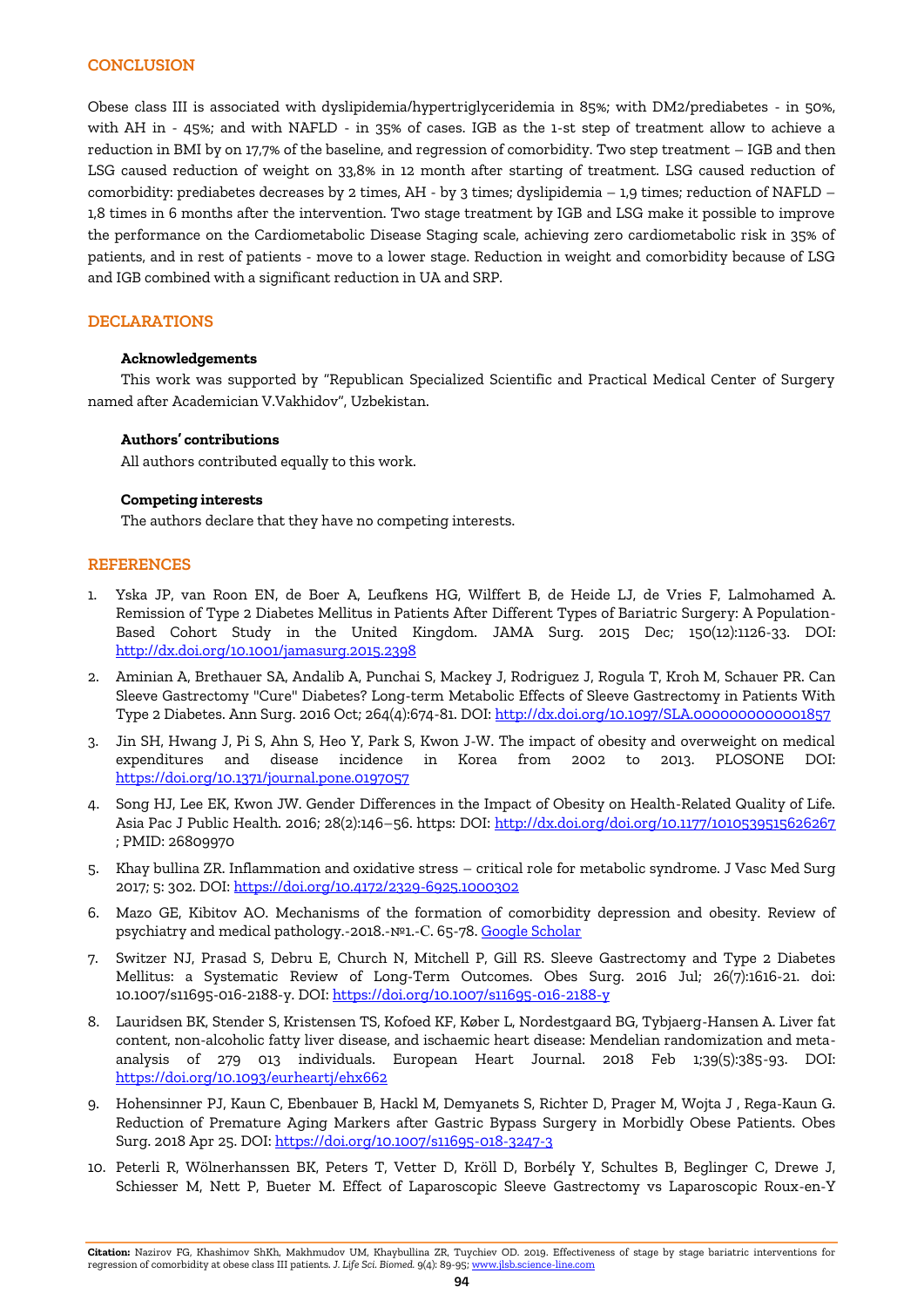## CONCLUSION

Obese class III is associated with dyslipidemia/hypertriglyceridemia in 85%; with DM2/prediabetes - in 50%, with AH in - 45%; and with NAFLD - in 35% of cases. IGB as the 1-st step of treatment allow to achieve a reduction in BMI by on 17,7% of the baseline, and regression of comorbidity. Two step treatment – IGB and then LSG caused reduction of weight on 33,8% in 12 month after starting of treatment. LSG caused reduction of comorbidity: prediabetes decreases by 2 times, AH - by 3 times; dyslipidemia – 1,9 times; reduction of NAFLD – 1,8 times in 6 months after the intervention. Two stage treatment by IGB and LSG make it possible to improve the performance on the Cardiometabolic Disease Staging scale, achieving zero cardiometabolic risk in 35% of patients, and in rest of patients - move to a lower stage. Reduction in weight and comorbidity because of LSG and IGB combined with a significant reduction in UA and SRP.

## DECLARATIONS

**Acknowledgements**

This work was supported by "Republican Specialized Scientific and Practical Medical Center of Surgery named after Academician V.Vakhidov", Uzbekistan.

**Authors' contributions**

All authors contributed equally to this work.

**Competing interests**

The authors declare that they have no competing interests.

## REFERENCES

1. Yska JP, van Roon EN, de Boer A, Leufkens HG, Wilffert B, de Heide LJ, de Vries F, Lalmohamed A. Remission of Type 2 Diabetes Mellitus in Patients After Different Types of Bariatric Surgery: A Population-Based Cohort Study in the United Kingdom. JAMA Surg. 2015 Dec; 150(12):1126-33. DOI: http://dx.doi.org/10.1001/jamasurg.2015.2398
2. Aminian A, Brethauer SA, Andalib A, Punchai S, Mackey J, Rodriguez J, Rogula T, Kroh M, Schauer PR. Can Sleeve Gastrectomy "Cure" Diabetes? Long-term Metabolic Effects of Sleeve Gastrectomy in Patients With Type 2 Diabetes. Ann Surg. 2016 Oct; 264(4):674-81. DOI: http://dx.doi.org/10.1097/SLA.0000000000001857
3. Jin SH, Hwang J, Pi S, Ahn S, Heo Y, Park S, Kwon J-W. The impact of obesity and overweight on medical expenditures and disease incidence in Korea from 2002 to 2013. PLOSONE DOI: https://doi.org/10.1371/journal.pone.0197057
4. Song HJ, Lee EK, Kwon JW. Gender Differences in the Impact of Obesity on Health-Related Quality of Life. Asia Pac J Public Health. 2016; 28(2):146–56. https: DOI: http://dx.doi.org/doi.org/10.1177/1010539515626267 ; PMID: 26809970
5. Khay bullina ZR. Inflammation and oxidative stress – critical role for metabolic syndrome. J Vasc Med Surg 2017; 5: 302. DOI: https://doi.org/10.4172/2329-6925.1000302
6. Mazo GE, Kibitov AO. Mechanisms of the formation of comorbidity depression and obesity. Review of psychiatry and medical pathology.-2018.-№1.-C. 65-78. Google Scholar
7. Switzer NJ, Prasad S, Debru E, Church N, Mitchell P, Gill RS. Sleeve Gastrectomy and Type 2 Diabetes Mellitus: a Systematic Review of Long-Term Outcomes. Obes Surg. 2016 Jul; 26(7):1616-21. doi: 10.1007/s11695-016-2188-y. DOI: https://doi.org/10.1007/s11695-016-2188-y
8. Lauridsen BK, Stender S, Kristensen TS, Kofoed KF, Køber L, Nordestgaard BG, Tybjaerg-Hansen A. Liver fat content, non-alcoholic fatty liver disease, and ischaemic heart disease: Mendelian randomization and meta-analysis of 279 013 individuals. European Heart Journal. 2018 Feb 1;39(5):385-93. DOI: https://doi.org/10.1093/eurheartj/ehx662
9. Hohensinner PJ, Kaun C, Ebenbauer B, Hackl M, Demyanets S, Richter D, Prager M, Wojta J , Rega-Kaun G. Reduction of Premature Aging Markers after Gastric Bypass Surgery in Morbidly Obese Patients. Obes Surg. 2018 Apr 25. DOI: https://doi.org/10.1007/s11695-018-3247-3
10. Peterli R, Wölnerhanssen BK, Peters T, Vetter D, Kröll D, Borbély Y, Schultes B, Beglinger C, Drewe J, Schiesser M, Nett P, Bueter M. Effect of Laparoscopic Sleeve Gastrectomy vs Laparoscopic Roux-en-Y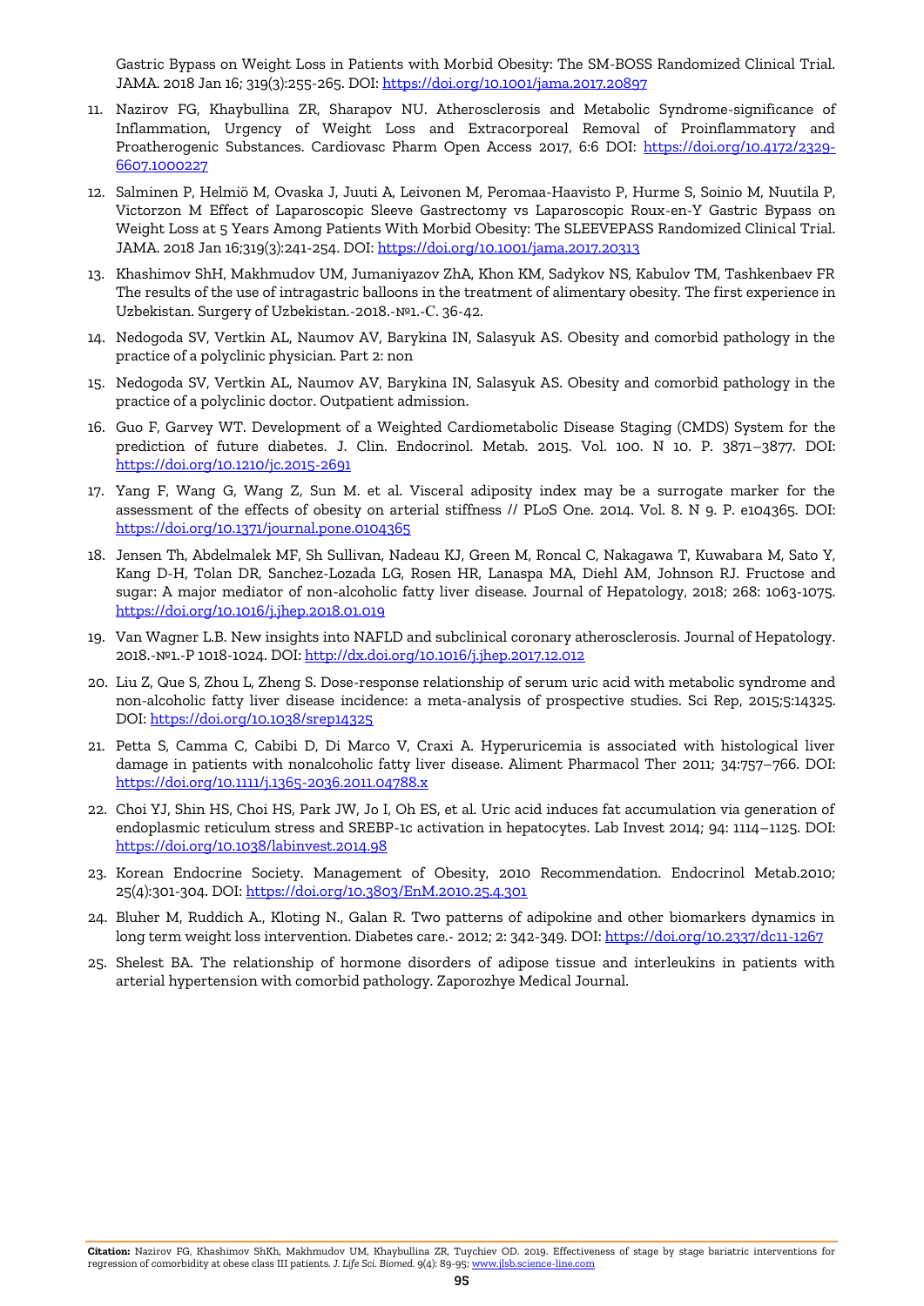Gastric Bypass on Weight Loss in Patients with Morbid Obesity: The SM-BOSS Randomized Clinical Trial. JAMA. 2018 Jan 16; 319(3):255-265. DOI: https://doi.org/10.1001/jama.2017.20897

11. Nazirov FG, Khaybullina ZR, Sharapov NU. Atherosclerosis and Metabolic Syndrome-significance of Inflammation, Urgency of Weight Loss and Extracorporeal Removal of Proinflammatory and Proatherogenic Substances. Cardiovasc Pharm Open Access 2017, 6:6 DOI: https://doi.org/10.4172/2329-6607.1000227
12. Salminen P, Helmiö M, Ovaska J, Juuti A, Leivonen M, Peromaa-Haavisto P, Hurme S, Soinio M, Nuutila P, Victorzon M Effect of Laparoscopic Sleeve Gastrectomy vs Laparoscopic Roux-en-Y Gastric Bypass on Weight Loss at 5 Years Among Patients With Morbid Obesity: The SLEEVEPASS Randomized Clinical Trial. JAMA. 2018 Jan 16;319(3):241-254. DOI: https://doi.org/10.1001/jama.2017.20313
13. Khashimov ShH, Makhmudov UM, Jumaniyazov ZhA, Khon KM, Sadykov NS, Kabulov TM, Tashkenbaev FR The results of the use of intragastric balloons in the treatment of alimentary obesity. The first experience in Uzbekistan. Surgery of Uzbekistan.-2018.-№1.-С. 36-42.
14. Nedogoda SV, Vertkin AL, Naumov AV, Barykina IN, Salasyuk AS. Obesity and comorbid pathology in the practice of a polyclinic physician. Part 2: non
15. Nedogoda SV, Vertkin AL, Naumov AV, Barykina IN, Salasyuk AS. Obesity and comorbid pathology in the practice of a polyclinic doctor. Outpatient admission.
16. Guo F, Garvey WT. Development of a Weighted Cardiometabolic Disease Staging (CMDS) System for the prediction of future diabetes. J. Clin. Endocrinol. Metab. 2015. Vol. 100. N 10. P. 3871–3877. DOI: https://doi.org/10.1210/jc.2015-2691
17. Yang F, Wang G, Wang Z, Sun M. et al. Visceral adiposity index may be a surrogate marker for the assessment of the effects of obesity on arterial stiffness // PLoS One. 2014. Vol. 8. N 9. P. e104365. DOI: https://doi.org/10.1371/journal.pone.0104365
18. Jensen Th, Abdelmalek MF, Sh Sullivan, Nadeau KJ, Green M, Roncal C, Nakagawa T, Kuwabara M, Sato Y, Kang D-H, Tolan DR, Sanchez-Lozada LG, Rosen HR, Lanaspa MA, Diehl AM, Johnson RJ. Fructose and sugar: A major mediator of non-alcoholic fatty liver disease. Journal of Hepatology, 2018; 268: 1063-1075. https://doi.org/10.1016/j.jhep.2018.01.019
19. Van Wagner L.B. New insights into NAFLD and subclinical coronary atherosclerosis. Journal of Hepatology. 2018.-№1.-P 1018-1024. DOI: http://dx.doi.org/10.1016/j.jhep.2017.12.012
20. Liu Z, Que S, Zhou L, Zheng S. Dose-response relationship of serum uric acid with metabolic syndrome and non-alcoholic fatty liver disease incidence: a meta-analysis of prospective studies. Sci Rep, 2015;5:14325. DOI: https://doi.org/10.1038/srep14325
21. Petta S, Camma C, Cabibi D, Di Marco V, Craxi A. Hyperuricemia is associated with histological liver damage in patients with nonalcoholic fatty liver disease. Aliment Pharmacol Ther 2011; 34:757–766. DOI: https://doi.org/10.1111/j.1365-2036.2011.04788.x
22. Choi YJ, Shin HS, Choi HS, Park JW, Jo I, Oh ES, et al. Uric acid induces fat accumulation via generation of endoplasmic reticulum stress and SREBP-1c activation in hepatocytes. Lab Invest 2014; 94: 1114–1125. DOI: https://doi.org/10.1038/labinvest.2014.98
23. Korean Endocrine Society. Management of Obesity, 2010 Recommendation. Endocrinol Metab.2010; 25(4):301-304. DOI: https://doi.org/10.3803/EnM.2010.25.4.301
24. Bluher M, Ruddich A., Kloting N., Galan R. Two patterns of adipokine and other biomarkers dynamics in long term weight loss intervention. Diabetes care.- 2012; 2: 342-349. DOI: https://doi.org/10.2337/dc11-1267
25. Shelest BA. The relationship of hormone disorders of adipose tissue and interleukins in patients with arterial hypertension with comorbid pathology. Zaporozhye Medical Journal.